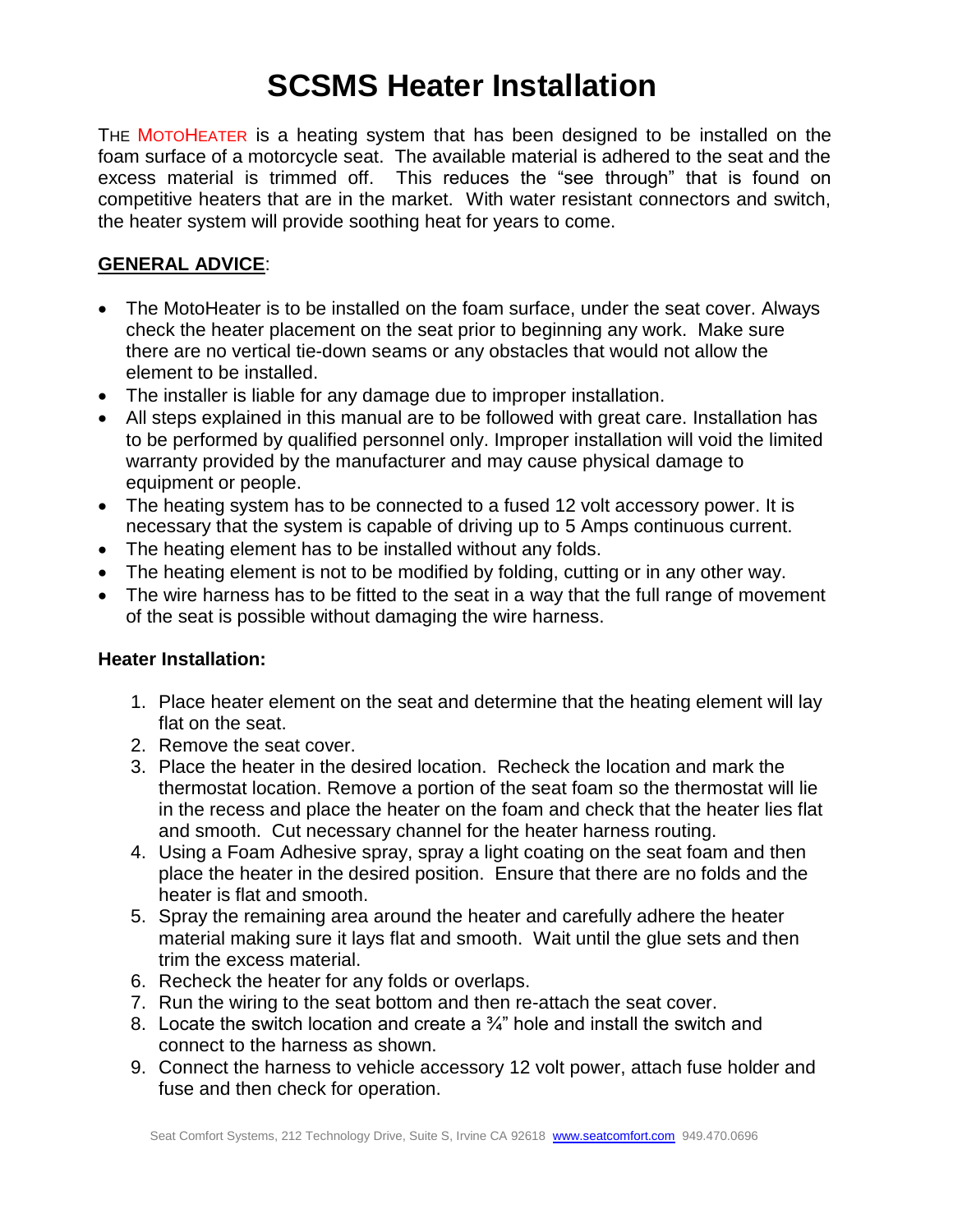# SCSMS Heater Installation

THE MOTOHEATER is a heating system that has been designed to be installed on the foam surface of a motorcycle seat. The available material is adhered to the seat and the excess material is trimmed off. This reduces the "see through" that is found on competitive heaters that are in the market. With water resistant connectors and switch, the heater system will provide soothing heat for years to come.

## GENERAL ADVICE:

- The MotoHeater is to be installed on the foam surface, under the seat cover. Always check the heater placement on the seat prior to beginning any work. Make sure there are no vertical tie-down seams or any obstacles that would not allow the element to be installed.
- The installer is liable for any damage due to improper installation.
- All steps explained in this manual are to be followed with great care. Installation has to be performed by qualified personnel only. Improper installation will void the limited warranty provided by the manufacturer and may cause physical damage to equipment or people.
- The heating system has to be connected to a fused 12 volt accessory power. It is necessary that the system is capable of driving up to 5 Amps continuous current.
- The heating element has to be installed without any folds.
- The heating element is not to be modified by folding, cutting or in any other way.
- The wire harness has to be fitted to the seat in a way that the full range of movement of the seat is possible without damaging the wire harness.

### Heater Installation:

1. Place heater element on the seat and determine that the heating element will lay flat on the seat.
2. Remove the seat cover.
3. Place the heater in the desired location. Recheck the location and mark the thermostat location. Remove a portion of the seat foam so the thermostat will lie in the recess and place the heater on the foam and check that the heater lies flat and smooth. Cut necessary channel for the heater harness routing.
4. Using a Foam Adhesive spray, spray a light coating on the seat foam and then place the heater in the desired position. Ensure that there are no folds and the heater is flat and smooth.
5. Spray the remaining area around the heater and carefully adhere the heater material making sure it lays flat and smooth. Wait until the glue sets and then trim the excess material.
6. Recheck the heater for any folds or overlaps.
7. Run the wiring to the seat bottom and then re-attach the seat cover.
8. Locate the switch location and create a ¾" hole and install the switch and connect to the harness as shown.
9. Connect the harness to vehicle accessory 12 volt power, attach fuse holder and fuse and then check for operation.

Seat Comfort Systems, 212 Technology Drive, Suite S, Irvine CA 92618 www.seatcomfort.com 949.470.0696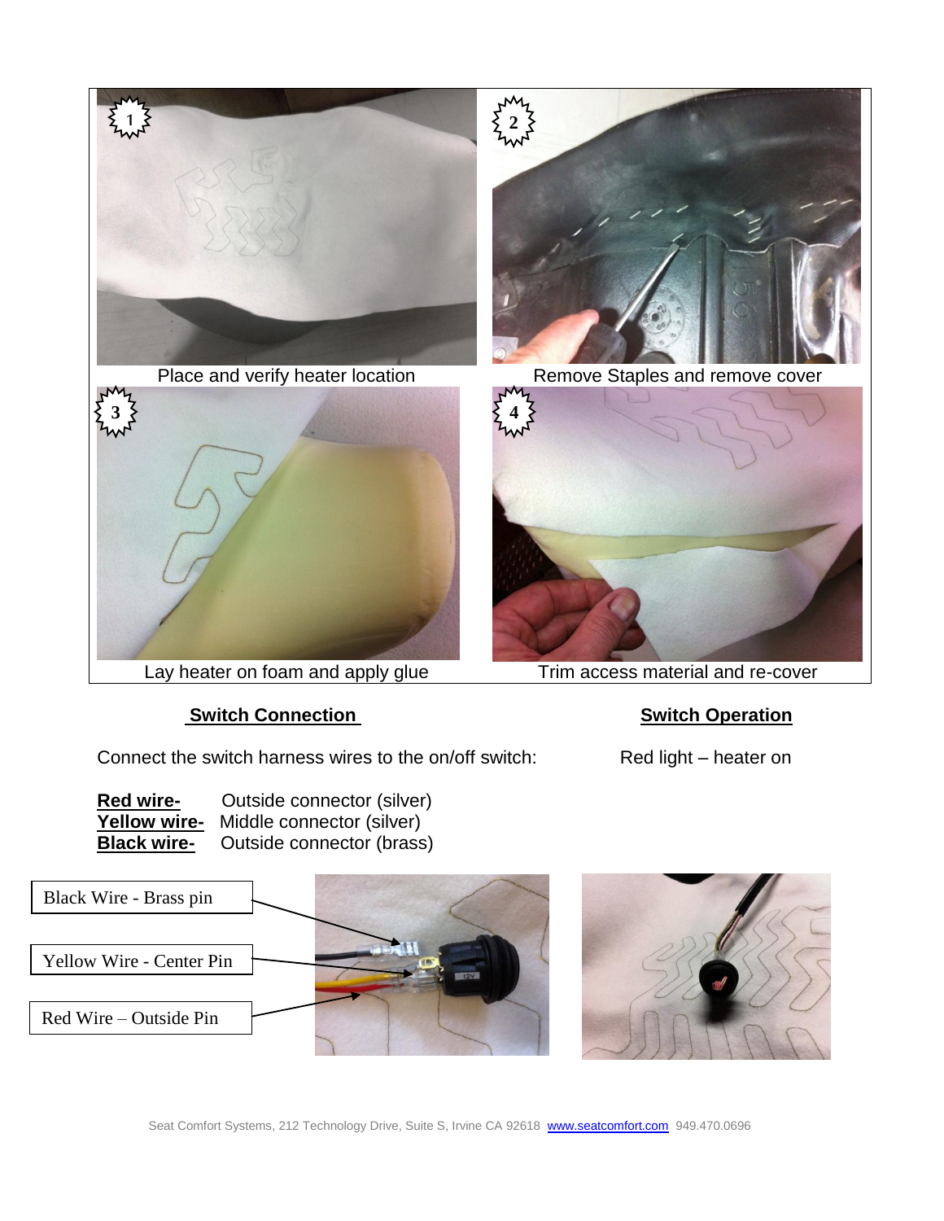1

Place and verify heater location

2

Remove Staples and remove cover

3

Lay heater on foam and apply glue

4

Trim access material and re-cover

**Switch Connection**

Connect the switch harness wires to the on/off switch:

**Red wire-** Outside connector (silver)
**Yellow wire-** Middle connector (silver)
**Black wire-** Outside connector (brass)

**Switch Operation**

Red light – heater on

Black Wire - Brass pin

Yellow Wire - Center Pin

Red Wire – Outside Pin

Seat Comfort Systems, 212 Technology Drive, Suite S, Irvine CA 92618 www.seatcomfort.com 949.470.0696